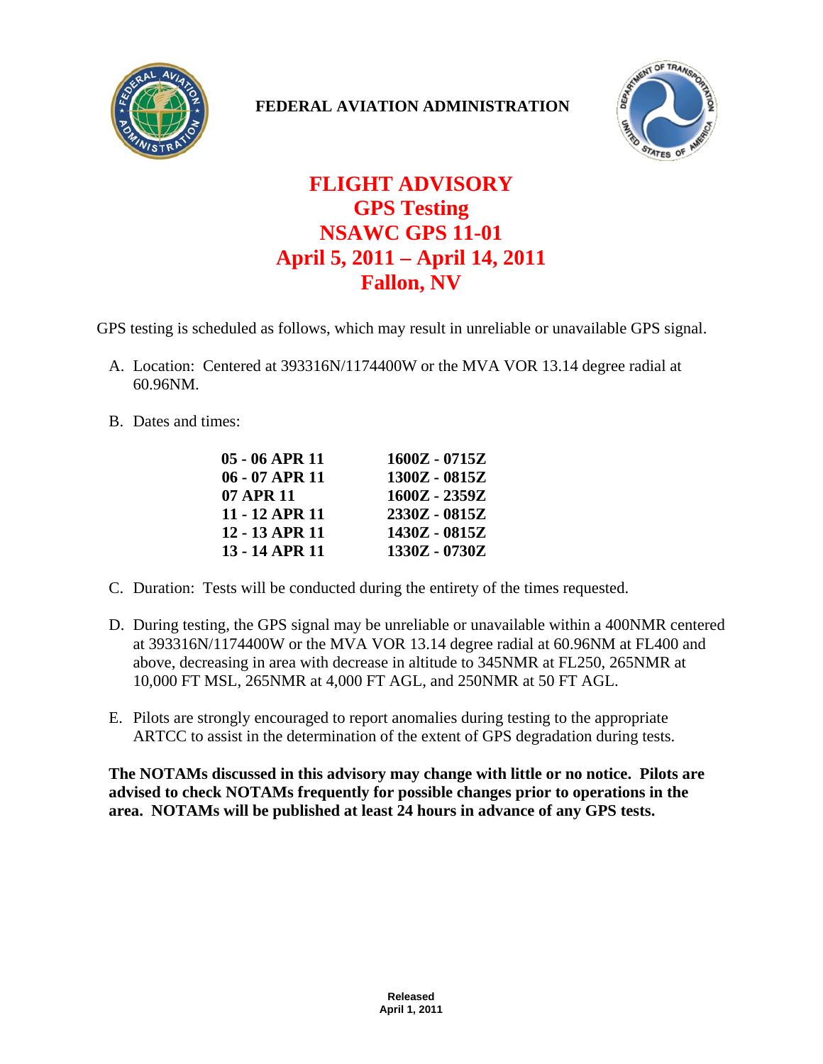**FEDERAL AVIATION ADMINISTRATION**

# FLIGHT ADVISORY
# GPS Testing
# NSAWC GPS 11-01
# April 5, 2011 – April 14, 2011
# Fallon, NV

GPS testing is scheduled as follows, which may result in unreliable or unavailable GPS signal.

A. Location: Centered at 393316N/1174400W or the MVA VOR 13.14 degree radial at 60.96NM.

B. Dates and times:

| | |
|---|---|
| **05 - 06 APR 11** | **1600Z - 0715Z** |
| **06 - 07 APR 11** | **1300Z - 0815Z** |
| **07 APR 11** | **1600Z - 2359Z** |
| **11 - 12 APR 11** | **2330Z - 0815Z** |
| **12 - 13 APR 11** | **1430Z - 0815Z** |
| **13 - 14 APR 11** | **1330Z - 0730Z** |

C. Duration: Tests will be conducted during the entirety of the times requested.

D. During testing, the GPS signal may be unreliable or unavailable within a 400NMR centered at 393316N/1174400W or the MVA VOR 13.14 degree radial at 60.96NM at FL400 and above, decreasing in area with decrease in altitude to 345NMR at FL250, 265NMR at 10,000 FT MSL, 265NMR at 4,000 FT AGL, and 250NMR at 50 FT AGL.

E. Pilots are strongly encouraged to report anomalies during testing to the appropriate ARTCC to assist in the determination of the extent of GPS degradation during tests.

**The NOTAMs discussed in this advisory may change with little or no notice. Pilots are advised to check NOTAMs frequently for possible changes prior to operations in the area. NOTAMs will be published at least 24 hours in advance of any GPS tests.**

**Released**
**April 1, 2011**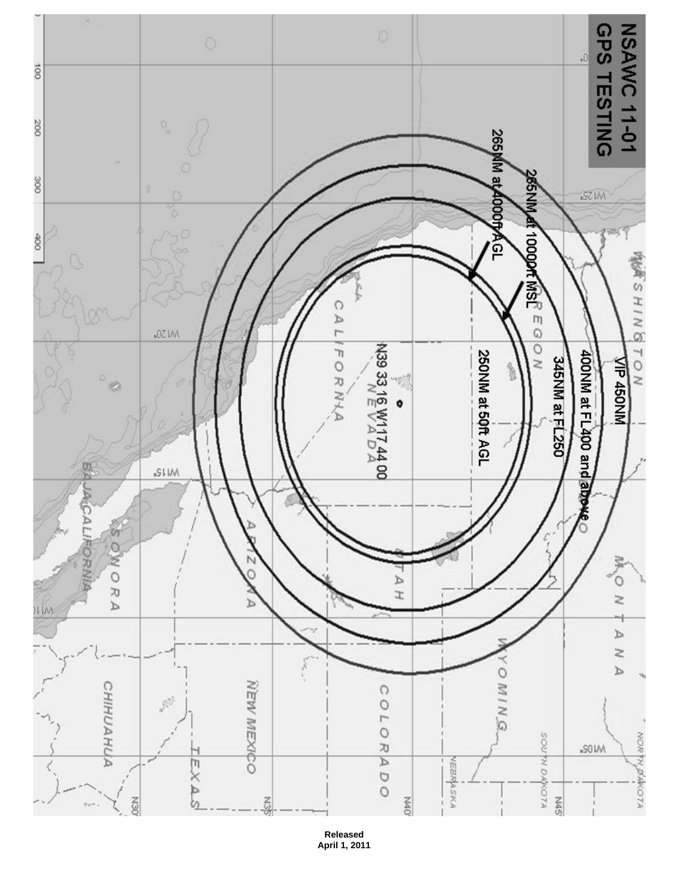# NSAWC 11-01 GPS TESTING

VIP 450NM

400NM at FL400 and above

345NM at FL250

265NM at 1000ft MSL

265NM at 4000ft AGL

250NM at 50ft AGL

N39 33 16 W117 44 00

WASHINGTON

OREGON

CALIFORNIA

NEVADA

UTAH

ARIZONA

MONTANA

WYOMING

COLORADO

NEW MEXICO

TEXAS

SONORA

BAJA CALIFORNIA

CHIHUAHUA

NORTH DAKOTA

SOUTH DAKOTA

NEBRASKA

W125°

W120°

W115°

W110°

W105°

N45

N40

N35

N30

100

200

300

400

**Released**
**April 1, 2011**